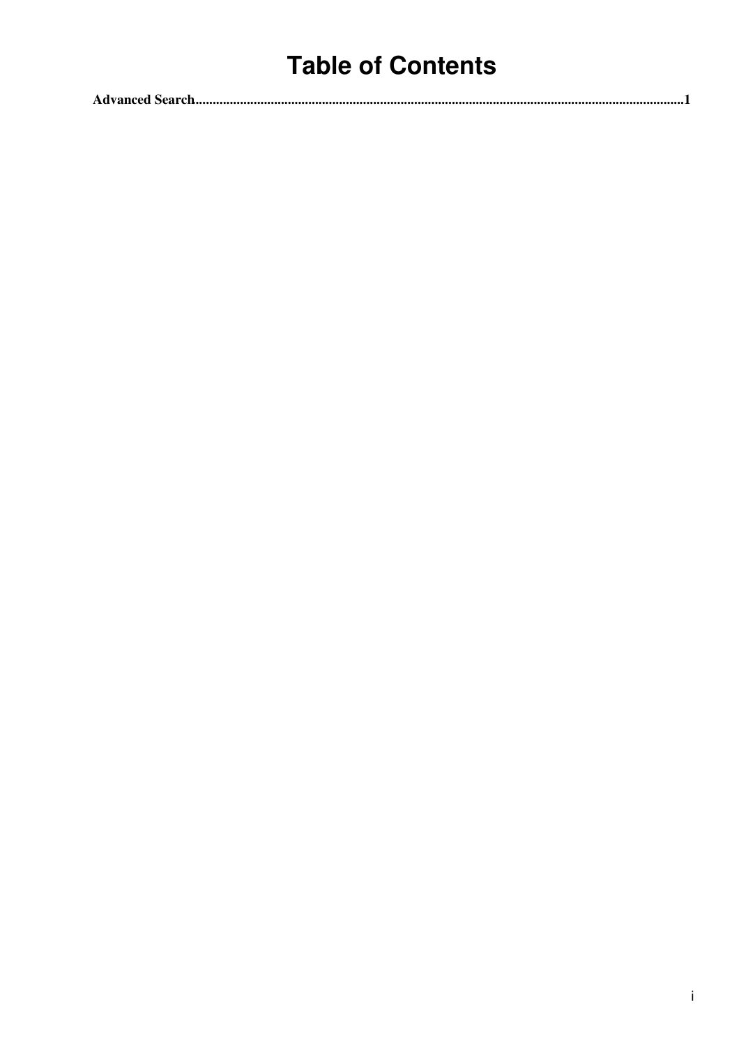# Table of Contents

**Advanced Search................................................................................................................................................1**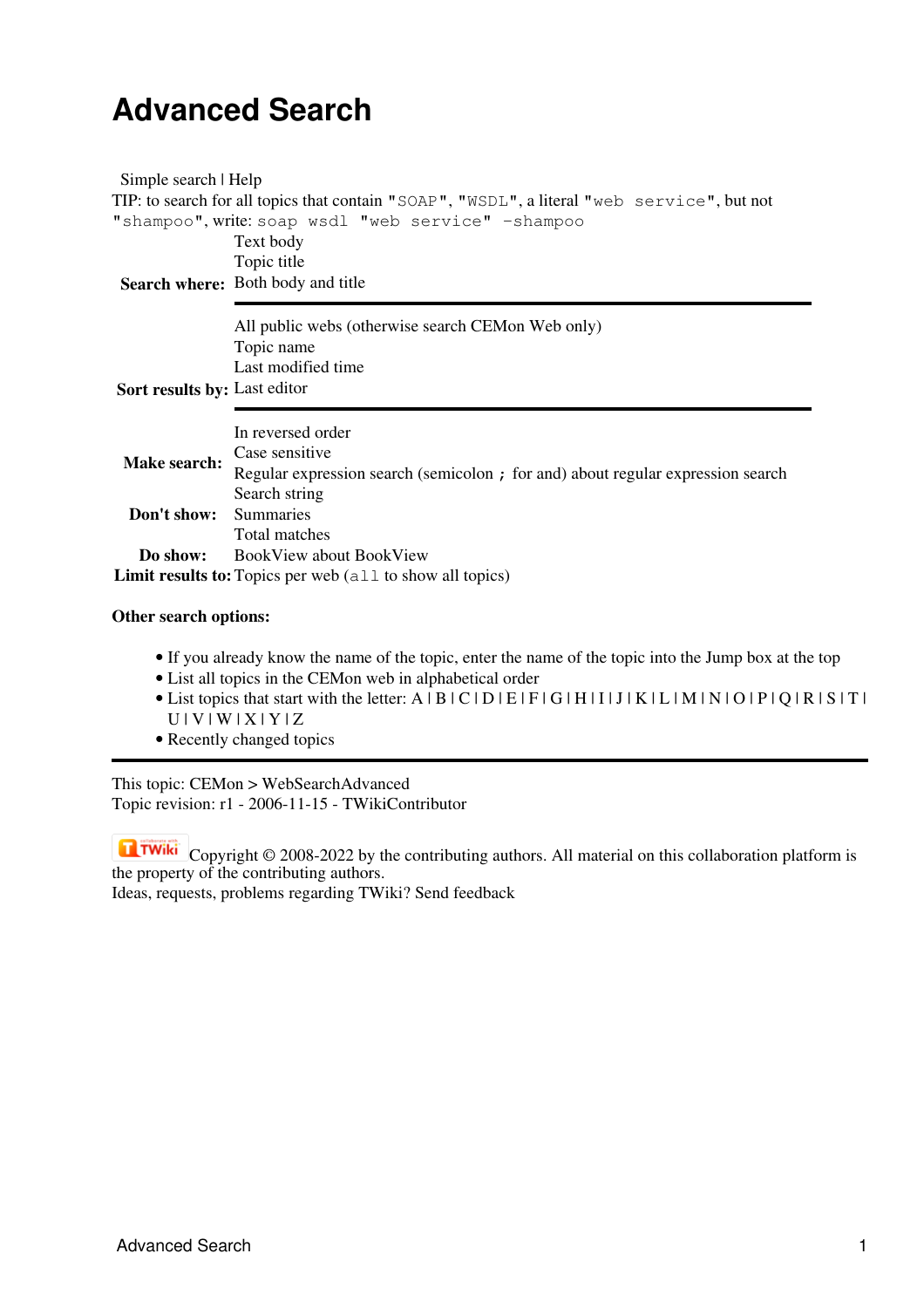# Advanced Search

Simple search | Help

TIP: to search for all topics that contain `"SOAP"`, `"WSDL"`, a literal `"web service"`, but not `"shampoo"`, write: `soap wsdl "web service" -shampoo`

| | |
|---|---|
| **Search where:** | Text body<br>Topic title<br>Both body and title |
| | All public webs (otherwise search CEMon Web only) |
| **Sort results by:** | Topic name<br>Last modified time<br>Last editor |
| **Make search:** | In reversed order<br>Case sensitive<br>Regular expression search (semicolon `;` for and) about regular expression search |
| **Don't show:** | Search string<br>Summaries<br>Total matches |
| **Do show:** | BookView about BookView |
| **Limit results to:** | Topics per web (`all` to show all topics) |

**Other search options:**

- If you already know the name of the topic, enter the name of the topic into the Jump box at the top
- List all topics in the CEMon web in alphabetical order
- List topics that start with the letter: A | B | C | D | E | F | G | H | I | J | K | L | M | N | O | P | Q | R | S | T | U | V | W | X | Y | Z
- Recently changed topics

---

This topic: CEMon > WebSearchAdvanced
Topic revision: r1 - 2006-11-15 - TWikiContributor

Copyright © 2008-2022 by the contributing authors. All material on this collaboration platform is the property of the contributing authors.
Ideas, requests, problems regarding TWiki? Send feedback